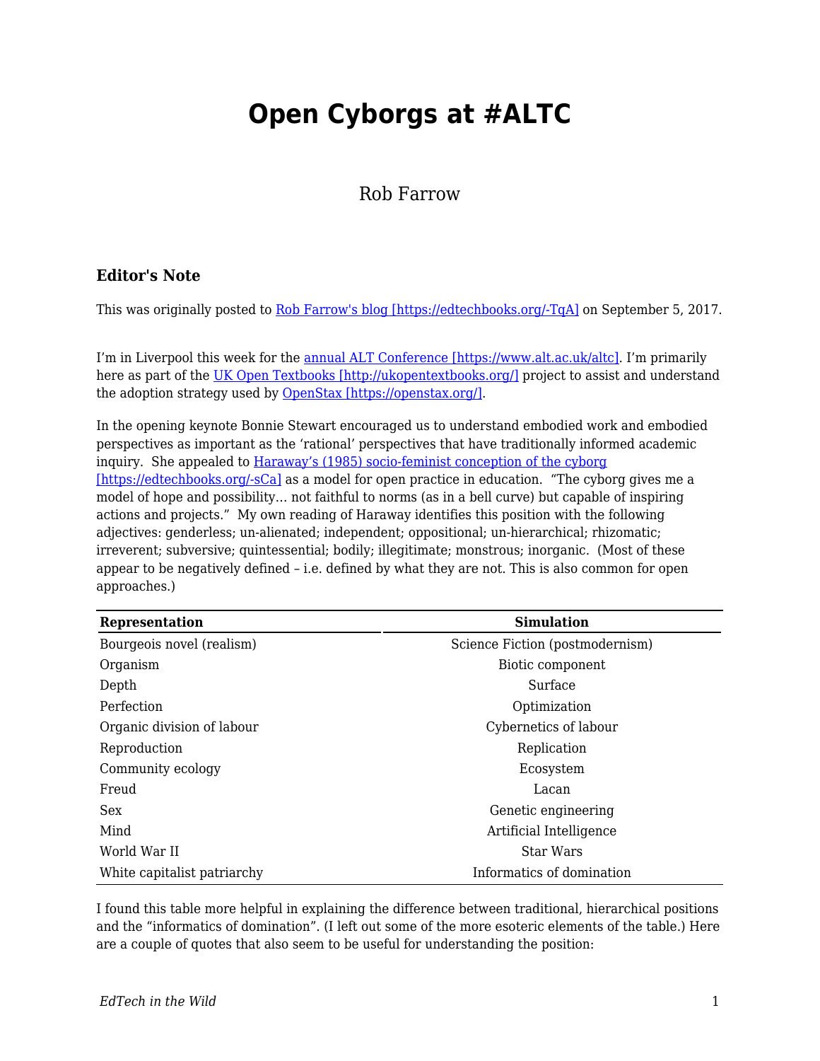# Open Cyborgs at #ALTC

Rob Farrow

### Editor's Note

This was originally posted to [Rob Farrow's blog [https://edtechbooks.org/-TqA]](https://edtechbooks.org/-TqA) on September 5, 2017.

I'm in Liverpool this week for the [annual ALT Conference [https://www.alt.ac.uk/altc]](https://www.alt.ac.uk/altc). I'm primarily here as part of the [UK Open Textbooks [http://ukopentextbooks.org/]](http://ukopentextbooks.org/) project to assist and understand the adoption strategy used by [OpenStax [https://openstax.org/]](https://openstax.org/).

In the opening keynote Bonnie Stewart encouraged us to understand embodied work and embodied perspectives as important as the 'rational' perspectives that have traditionally informed academic inquiry. She appealed to [Haraway's (1985) socio-feminist conception of the cyborg [https://edtechbooks.org/-sCa]](https://edtechbooks.org/-sCa) as a model for open practice in education. "The cyborg gives me a model of hope and possibility… not faithful to norms (as in a bell curve) but capable of inspiring actions and projects." My own reading of Haraway identifies this position with the following adjectives: genderless; un-alienated; independent; oppositional; un-hierarchical; rhizomatic; irreverent; subversive; quintessential; bodily; illegitimate; monstrous; inorganic. (Most of these appear to be negatively defined – i.e. defined by what they are not. This is also common for open approaches.)

| Representation | Simulation |
|---|---|
| Bourgeois novel (realism) | Science Fiction (postmodernism) |
| Organism | Biotic component |
| Depth | Surface |
| Perfection | Optimization |
| Organic division of labour | Cybernetics of labour |
| Reproduction | Replication |
| Community ecology | Ecosystem |
| Freud | Lacan |
| Sex | Genetic engineering |
| Mind | Artificial Intelligence |
| World War II | Star Wars |
| White capitalist patriarchy | Informatics of domination |

I found this table more helpful in explaining the difference between traditional, hierarchical positions and the "informatics of domination". (I left out some of the more esoteric elements of the table.) Here are a couple of quotes that also seem to be useful for understanding the position: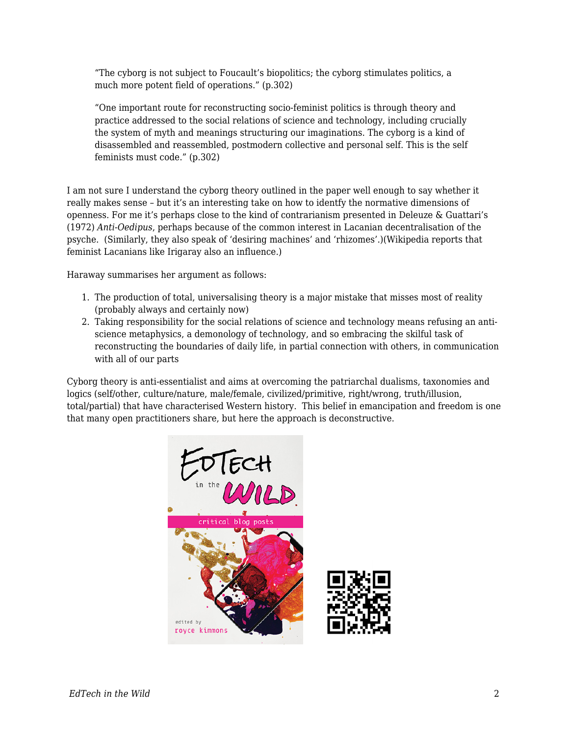> "The cyborg is not subject to Foucault's biopolitics; the cyborg stimulates politics, a much more potent field of operations." (p.302)

> "One important route for reconstructing socio-feminist politics is through theory and practice addressed to the social relations of science and technology, including crucially the system of myth and meanings structuring our imaginations. The cyborg is a kind of disassembled and reassembled, postmodern collective and personal self. This is the self feminists must code." (p.302)

I am not sure I understand the cyborg theory outlined in the paper well enough to say whether it really makes sense – but it's an interesting take on how to identfy the normative dimensions of openness. For me it's perhaps close to the kind of contrarianism presented in Deleuze & Guattari's (1972) *Anti-Oedipus*, perhaps because of the common interest in Lacanian decentralisation of the psyche. (Similarly, they also speak of 'desiring machines' and 'rhizomes'.)(Wikipedia reports that feminist Lacanians like Irigaray also an influence.)

Haraway summarises her argument as follows:

1. The production of total, universalising theory is a major mistake that misses most of reality (probably always and certainly now)
2. Taking responsibility for the social relations of science and technology means refusing an anti-science metaphysics, a demonology of technology, and so embracing the skilful task of reconstructing the boundaries of daily life, in partial connection with others, in communication with all of our parts

Cyborg theory is anti-essentialist and aims at overcoming the patriarchal dualisms, taxonomies and logics (self/other, culture/nature, male/female, civilized/primitive, right/wrong, truth/illusion, total/partial) that have characterised Western history. This belief in emancipation and freedom is one that many open practitioners share, but here the approach is deconstructive.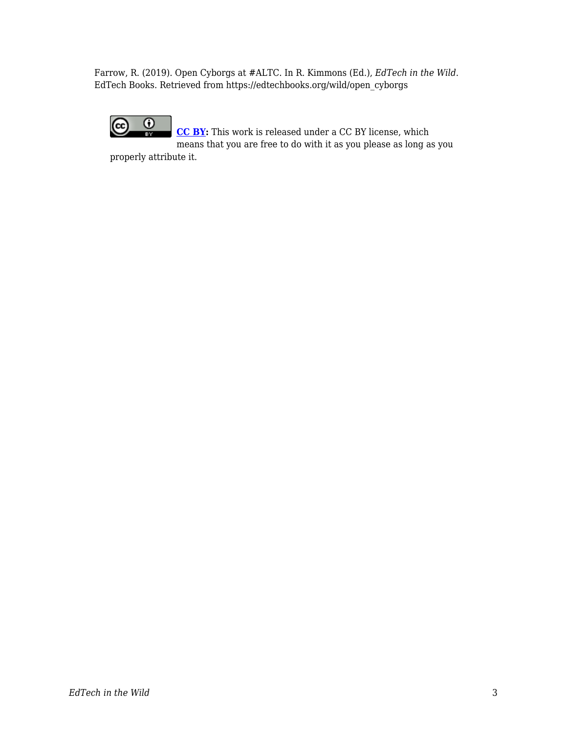Farrow, R. (2019). Open Cyborgs at #ALTC. In R. Kimmons (Ed.), *EdTech in the Wild*. EdTech Books. Retrieved from https://edtechbooks.org/wild/open_cyborgs

**CC BY:** This work is released under a CC BY license, which means that you are free to do with it as you please as long as you properly attribute it.